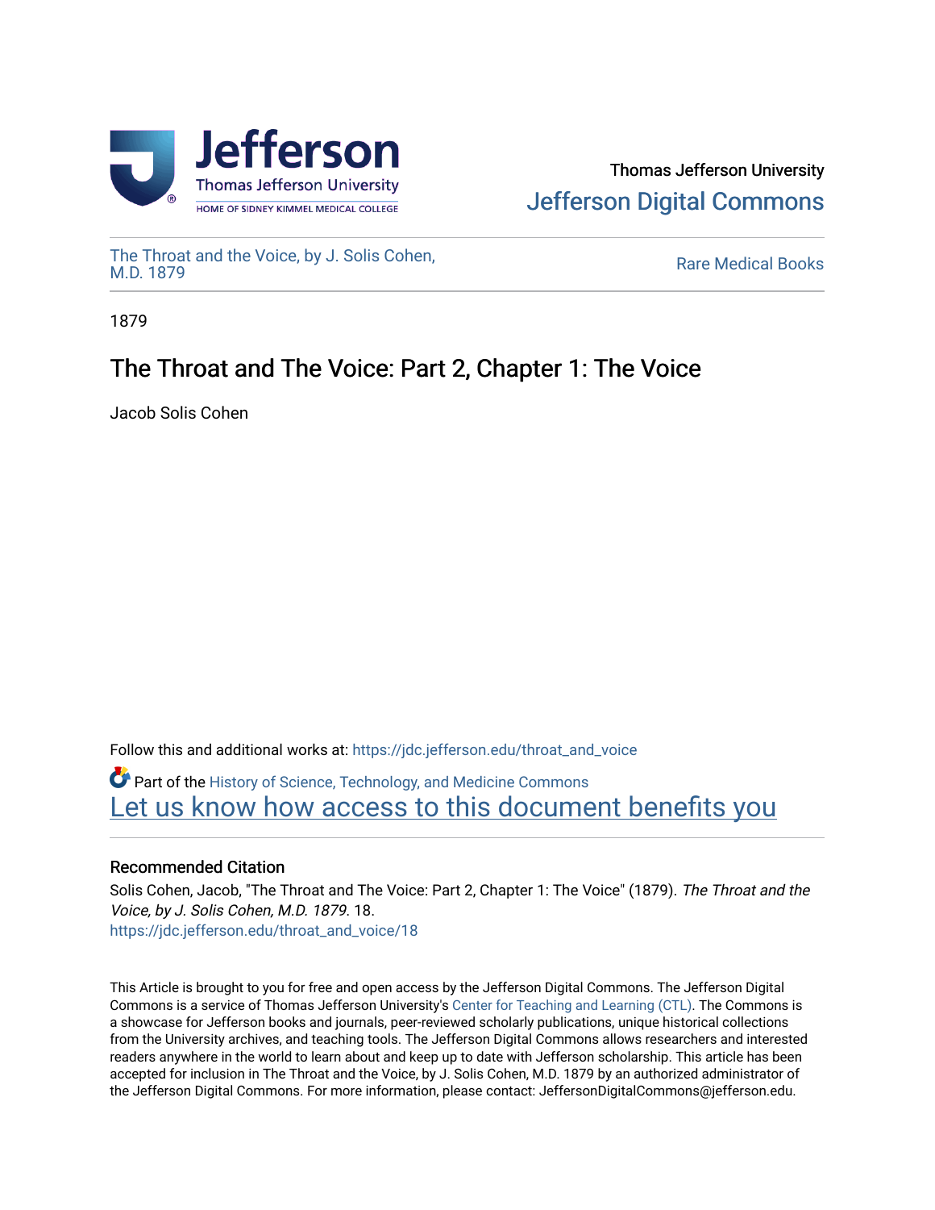Thomas Jefferson University
Jefferson Digital Commons

The Throat and the Voice, by J. Solis Cohen, M.D. 1879

Rare Medical Books

1879

# The Throat and The Voice: Part 2, Chapter 1: The Voice

Jacob Solis Cohen

Follow this and additional works at: https://jdc.jefferson.edu/throat_and_voice

Part of the History of Science, Technology, and Medicine Commons

Let us know how access to this document benefits you

## Recommended Citation

Solis Cohen, Jacob, "The Throat and The Voice: Part 2, Chapter 1: The Voice" (1879). *The Throat and the Voice, by J. Solis Cohen, M.D. 1879*. 18.
https://jdc.jefferson.edu/throat_and_voice/18

This Article is brought to you for free and open access by the Jefferson Digital Commons. The Jefferson Digital Commons is a service of Thomas Jefferson University's Center for Teaching and Learning (CTL). The Commons is a showcase for Jefferson books and journals, peer-reviewed scholarly publications, unique historical collections from the University archives, and teaching tools. The Jefferson Digital Commons allows researchers and interested readers anywhere in the world to learn about and keep up to date with Jefferson scholarship. This article has been accepted for inclusion in The Throat and the Voice, by J. Solis Cohen, M.D. 1879 by an authorized administrator of the Jefferson Digital Commons. For more information, please contact: JeffersonDigitalCommons@jefferson.edu.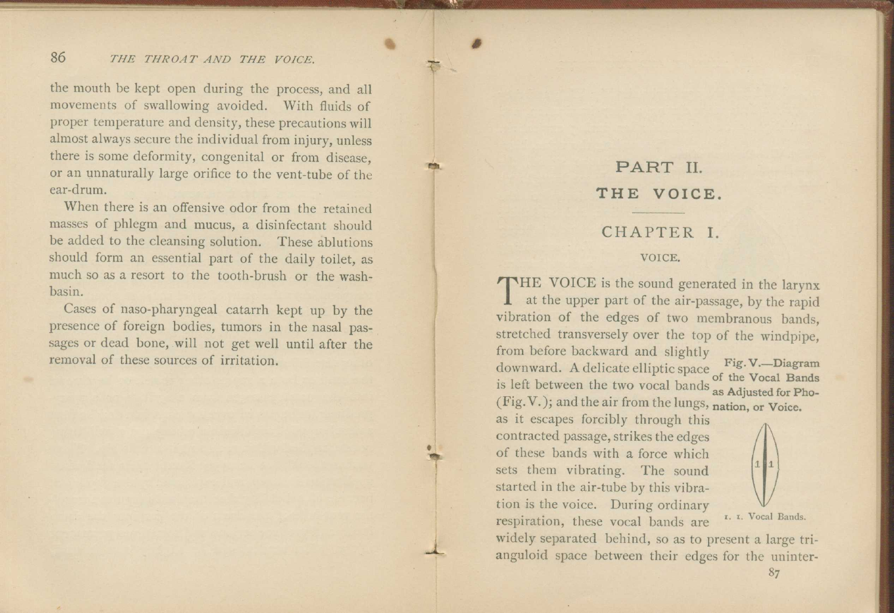the mouth be kept open during the process, and all movements of swallowing avoided. With fluids of proper temperature and density, these precautions will almost always secure the individual from injury, unless there is some deformity, congenital or from disease, or an unnaturally large orifice to the vent-tube of the ear-drum.

When there is an offensive odor from the retained masses of phlegm and mucus, a disinfectant should be added to the cleansing solution. These ablutions should form an essential part of the daily toilet, as much so as a resort to the tooth-brush or the wash-basin.

Cases of naso-pharyngeal catarrh kept up by the presence of foreign bodies, tumors in the nasal passages or dead bone, will not get well until after the removal of these sources of irritation.

# PART II.

# THE VOICE.

## CHAPTER I.

### VOICE.

THE VOICE is the sound generated in the larynx at the upper part of the air-passage, by the rapid vibration of the edges of two membranous bands, stretched transversely over the top of the windpipe, from before backward and slightly downward. A delicate elliptic space is left between the two vocal bands (Fig. V.); and the air from the lungs, as it escapes forcibly through this contracted passage, strikes the edges of these bands with a force which sets them vibrating. The sound started in the air-tube by this vibration is the voice. During ordinary respiration, these vocal bands are widely separated behind, so as to present a large trianguloid space between their edges for the uninter-

**Fig. V.—Diagram of the Vocal Bands as Adjusted for Phonation, or Voice.**

1. 1. Vocal Bands.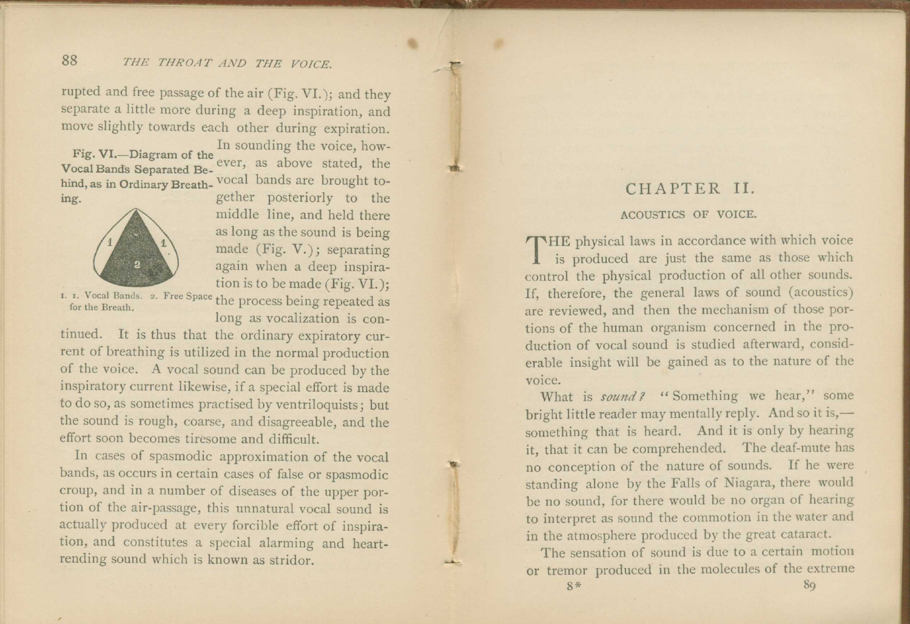rupted and free passage of the air (Fig. VI.); and they separate a little more during a deep inspiration, and move slightly towards each other during expiration. In sounding the voice, however, as above stated, the vocal bands are brought together posteriorly to the middle line, and held there as long as the sound is being made (Fig. V.); separating again when a deep inspiration is to be made (Fig. VI.); the process being repeated as long as vocalization is continued. It is thus that the ordinary expiratory current of breathing is utilized in the normal production of the voice. A vocal sound can be produced by the inspiratory current likewise, if a special effort is made to do so, as sometimes practised by ventriloquists; but the sound is rough, coarse, and disagreeable, and the effort soon becomes tiresome and difficult.

**Fig. VI.—Diagram of the Vocal Bands Separated Behind, as in Ordinary Breathing.**

1. 1. Vocal Bands. 2. Free Space for the Breath.

In cases of spasmodic approximation of the vocal bands, as occurs in certain cases of false or spasmodic croup, and in a number of diseases of the upper portion of the air-passage, this unnatural vocal sound is actually produced at every forcible effort of inspiration, and constitutes a special alarming and heart-rending sound which is known as stridor.

## CHAPTER II.

### ACOUSTICS OF VOICE.

THE physical laws in accordance with which voice is produced are just the same as those which control the physical production of all other sounds. If, therefore, the general laws of sound (acoustics) are reviewed, and then the mechanism of those portions of the human organism concerned in the production of vocal sound is studied afterward, considerable insight will be gained as to the nature of the voice.

What is *sound?* "Something we hear," some bright little reader may mentally reply. And so it is,—something that is heard. And it is only by hearing it, that it can be comprehended. The deaf-mute has no conception of the nature of sounds. If he were standing alone by the Falls of Niagara, there would be no sound, for there would be no organ of hearing to interpret as sound the commotion in the water and in the atmosphere produced by the great cataract.

The sensation of sound is due to a certain motion or tremor produced in the molecules of the extreme